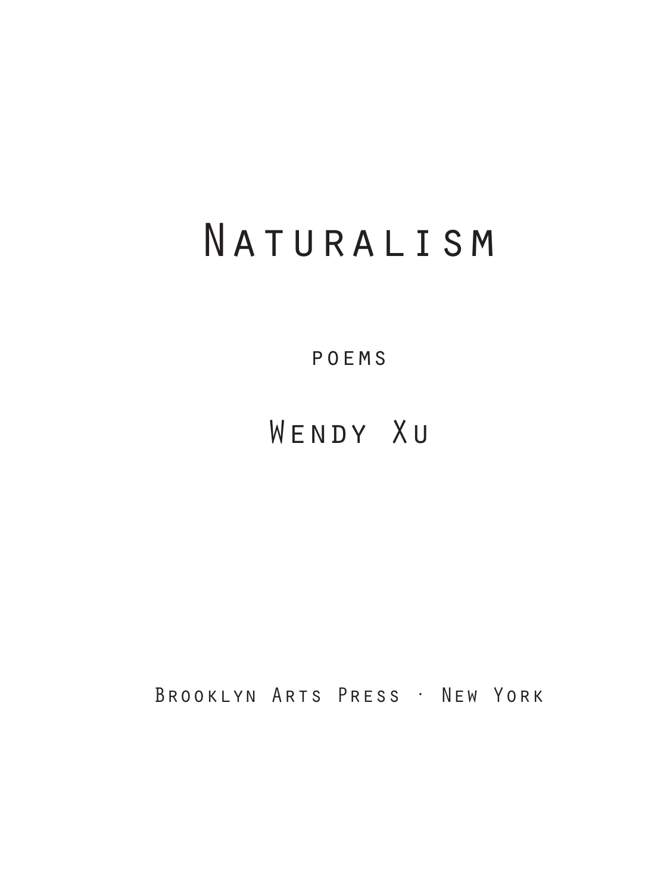# Naturalism

poems

## Wendy Xu

Brooklyn Arts Press · New York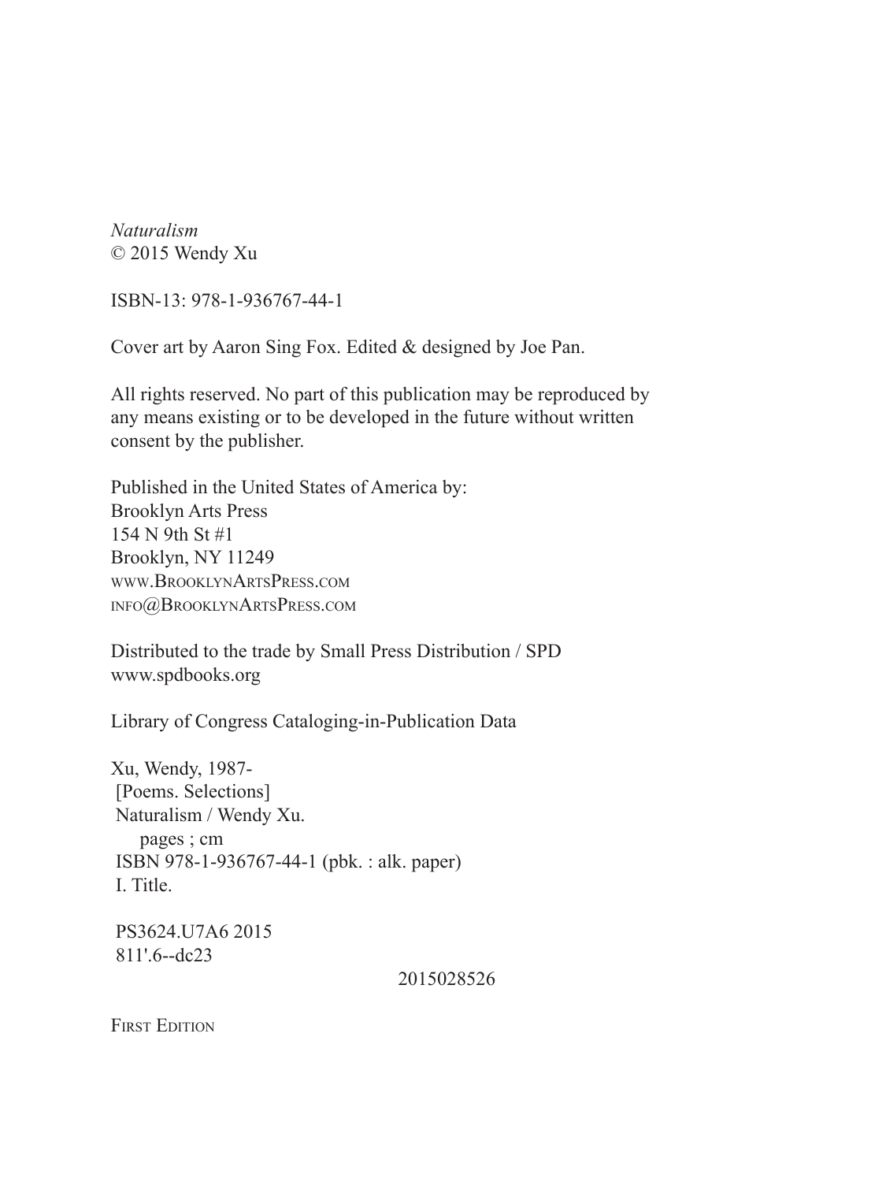*Naturalism*  
© 2015 Wendy Xu

ISBN-13: 978-1-936767-44-1

Cover art by Aaron Sing Fox. Edited & designed by Joe Pan.

All rights reserved. No part of this publication may be reproduced by any means existing or to be developed in the future without written consent by the publisher.

Published in the United States of America by:  
Brooklyn Arts Press  
154 N 9th St #1  
Brooklyn, NY 11249  
www.BrooklynArtsPress.com  
info@BrooklynArtsPress.com

Distributed to the trade by Small Press Distribution / SPD  
www.spdbooks.org

Library of Congress Cataloging-in-Publication Data

Xu, Wendy, 1987-  
[Poems. Selections]  
Naturalism / Wendy Xu.  
pages ; cm  
ISBN 978-1-936767-44-1 (pbk. : alk. paper)  
I. Title.

PS3624.U7A6 2015  
811'.6--dc23

2015028526

First Edition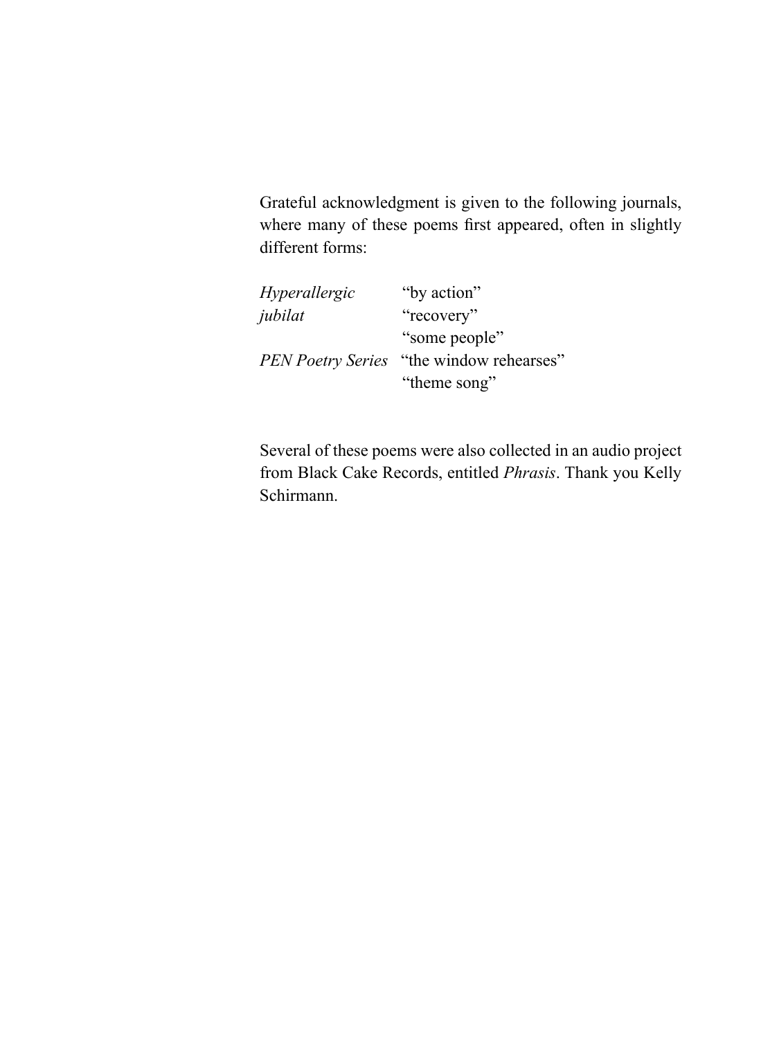Grateful acknowledgment is given to the following journals, where many of these poems first appeared, often in slightly different forms:

| | |
|---|---|
| *Hyperallergic* | "by action" |
| *jubilat* | "recovery" |
| | "some people" |
| *PEN Poetry Series* | "the window rehearses" |
| | "theme song" |

Several of these poems were also collected in an audio project from Black Cake Records, entitled *Phrasis*. Thank you Kelly Schirmann.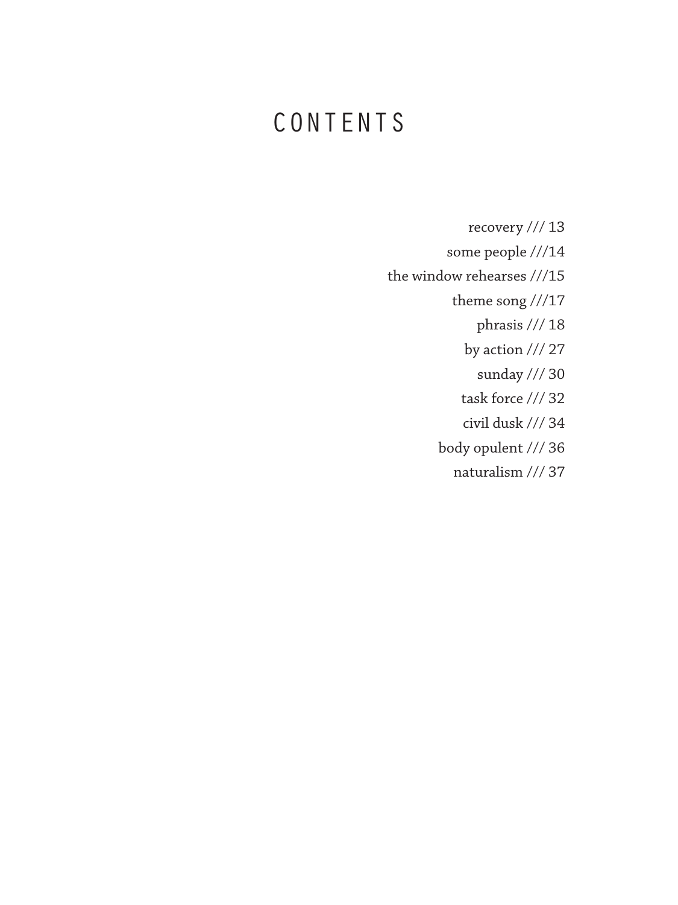# CONTENTS

recovery /// 13

some people ///14

the window rehearses ///15

theme song ///17

phrasis /// 18

by action /// 27

sunday /// 30

task force /// 32

civil dusk /// 34

body opulent /// 36

naturalism /// 37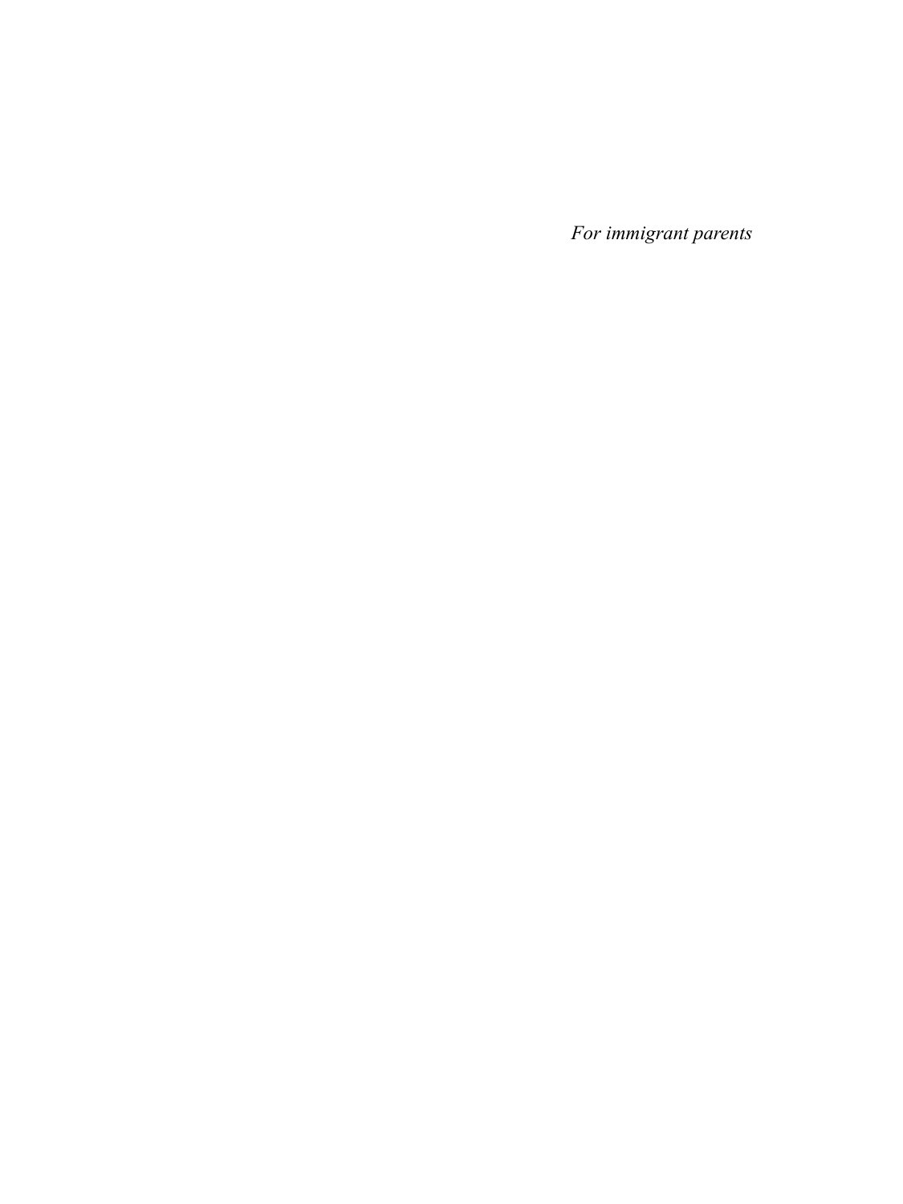*For immigrant parents*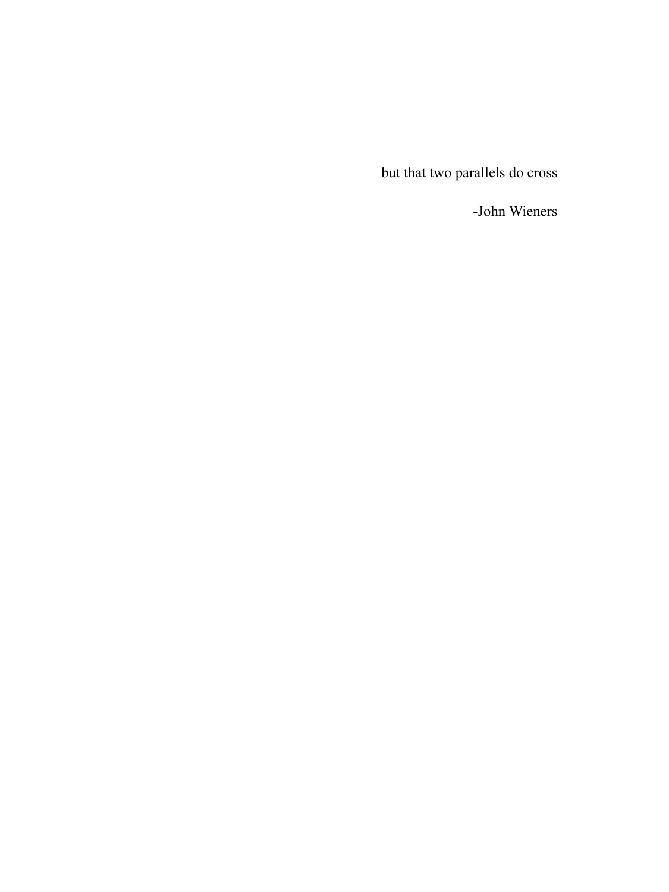but that two parallels do cross

-John Wieners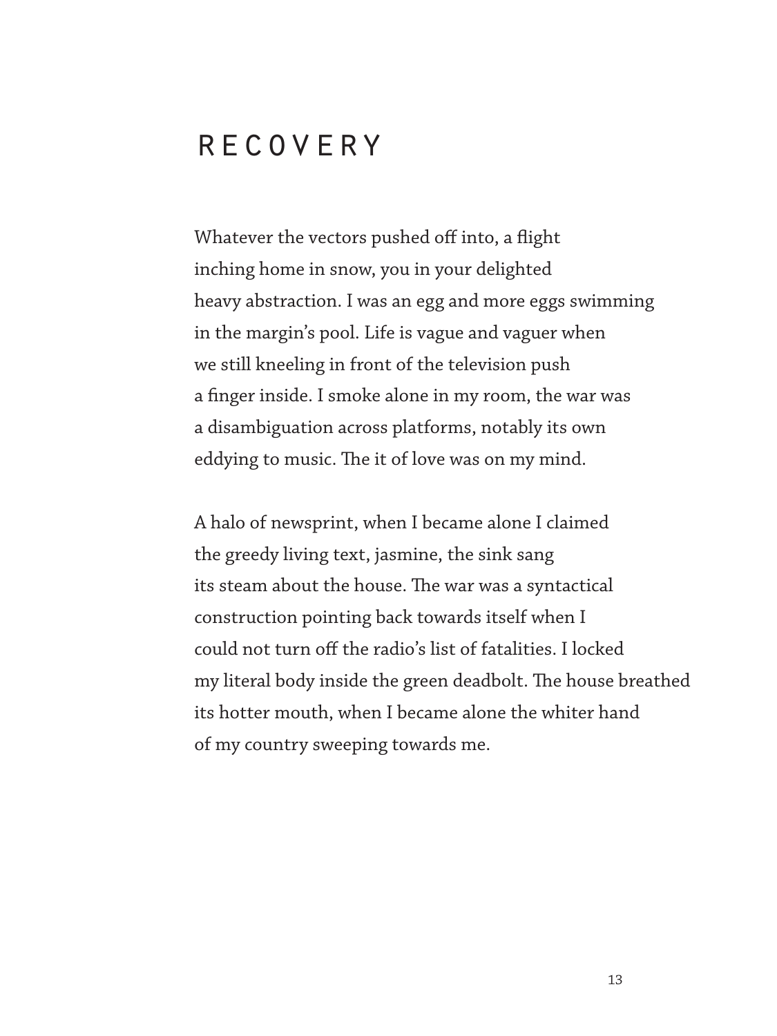# RECOVERY

Whatever the vectors pushed off into, a flight  
inching home in snow, you in your delighted  
heavy abstraction. I was an egg and more eggs swimming  
in the margin's pool. Life is vague and vaguer when  
we still kneeling in front of the television push  
a finger inside. I smoke alone in my room, the war was  
a disambiguation across platforms, notably its own  
eddying to music. The it of love was on my mind.

A halo of newsprint, when I became alone I claimed  
the greedy living text, jasmine, the sink sang  
its steam about the house. The war was a syntactical  
construction pointing back towards itself when I  
could not turn off the radio's list of fatalities. I locked  
my literal body inside the green deadbolt. The house breathed  
its hotter mouth, when I became alone the whiter hand  
of my country sweeping towards me.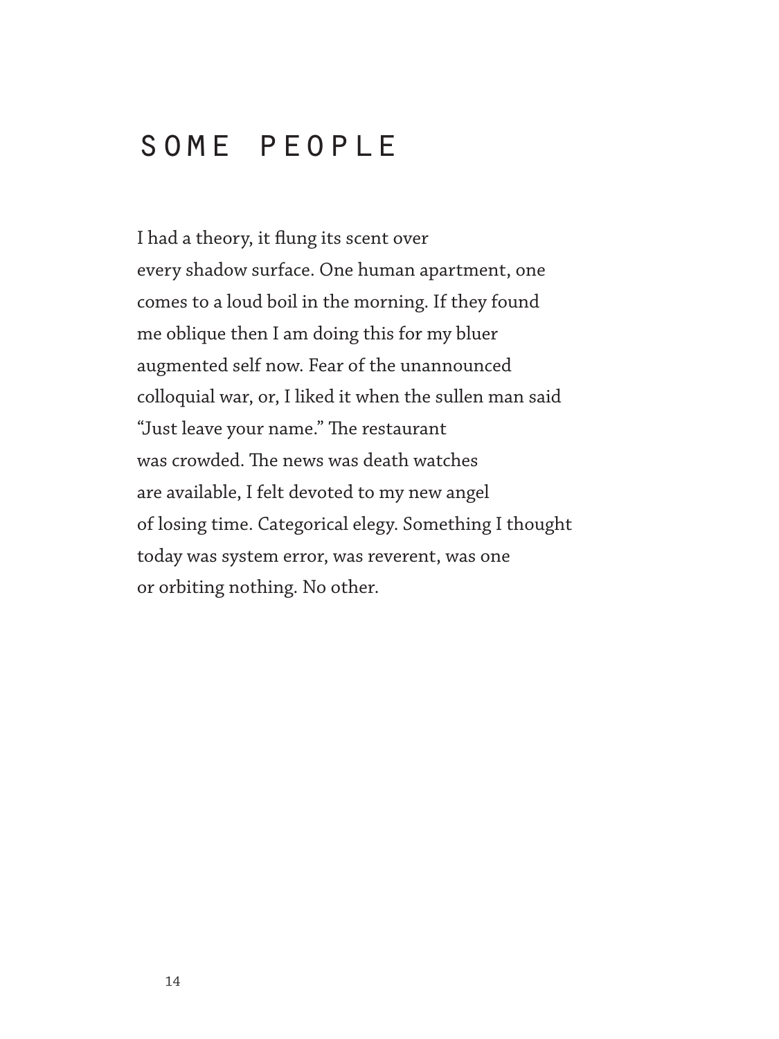# SOME PEOPLE

I had a theory, it flung its scent over
every shadow surface. One human apartment, one
comes to a loud boil in the morning. If they found
me oblique then I am doing this for my bluer
augmented self now. Fear of the unannounced
colloquial war, or, I liked it when the sullen man said
"Just leave your name." The restaurant
was crowded. The news was death watches
are available, I felt devoted to my new angel
of losing time. Categorical elegy. Something I thought
today was system error, was reverent, was one
or orbiting nothing. No other.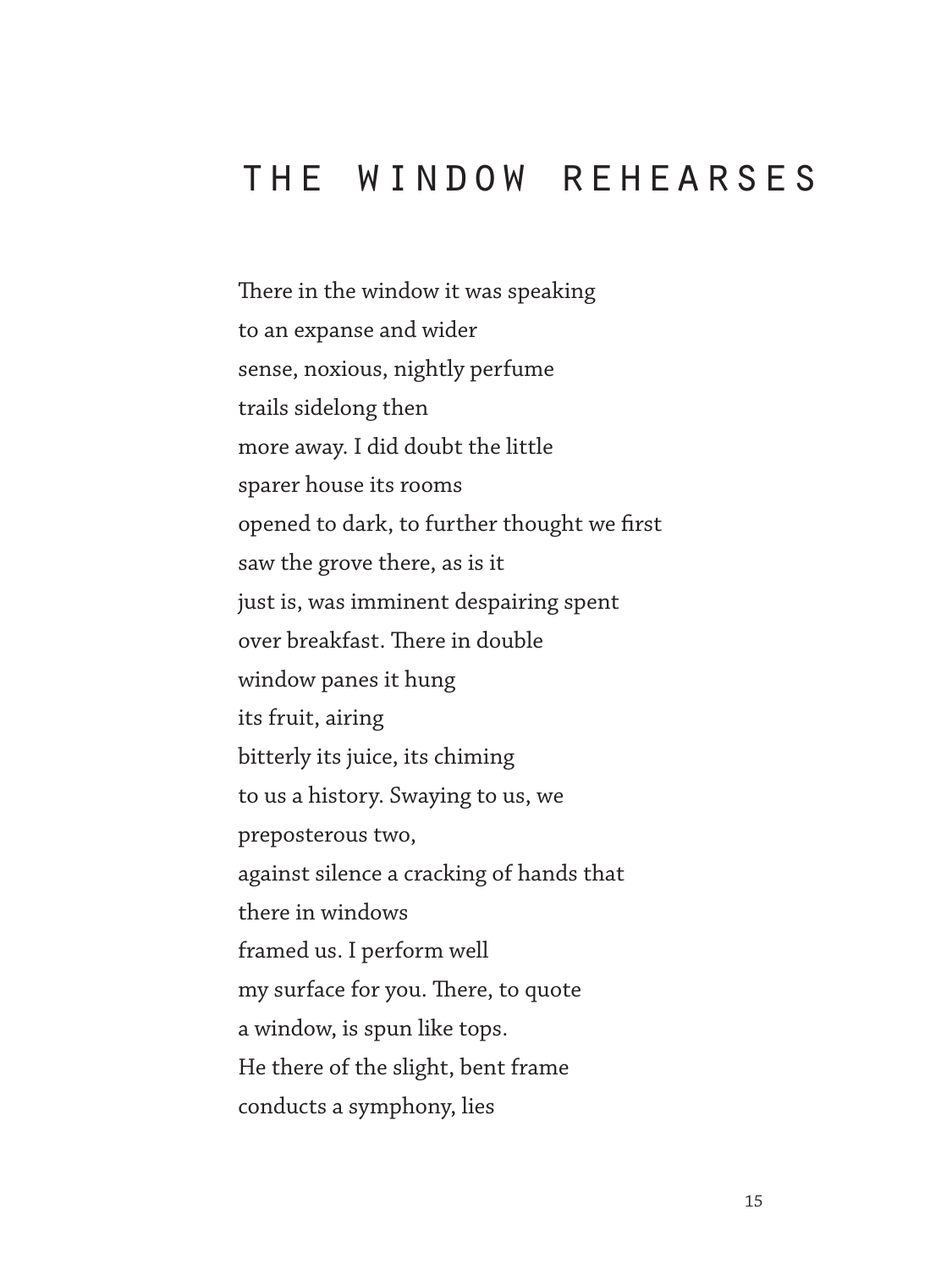# THE WINDOW REHEARSES

There in the window it was speaking  
to an expanse and wider  
sense, noxious, nightly perfume  
trails sidelong then  
more away. I did doubt the little  
sparer house its rooms  
opened to dark, to further thought we first  
saw the grove there, as is it  
just is, was imminent despairing spent  
over breakfast. There in double  
window panes it hung  
its fruit, airing  
bitterly its juice, its chiming  
to us a history. Swaying to us, we  
preposterous two,  
against silence a cracking of hands that  
there in windows  
framed us. I perform well  
my surface for you. There, to quote  
a window, is spun like tops.  
He there of the slight, bent frame  
conducts a symphony, lies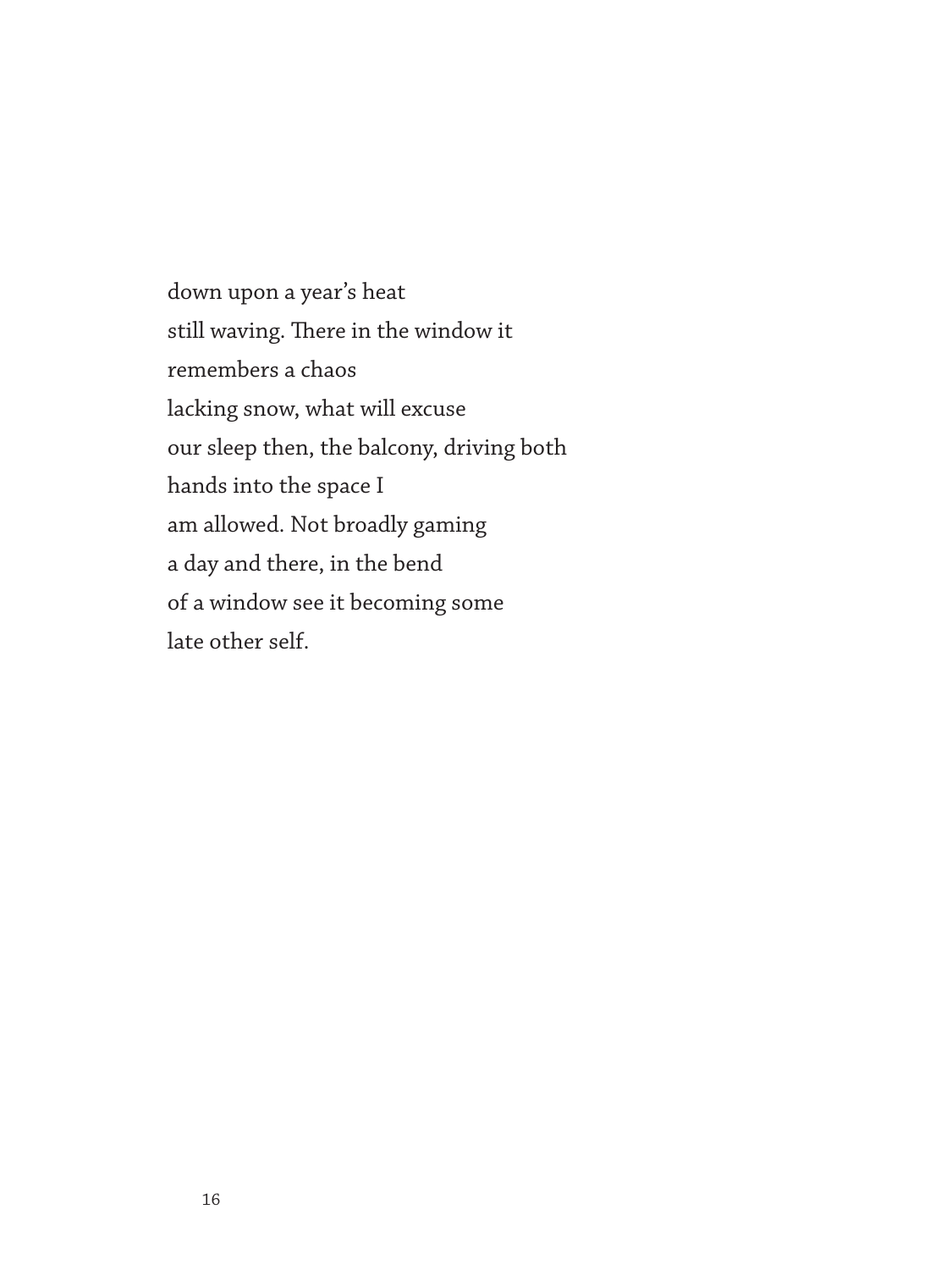down upon a year's heat  
still waving. There in the window it  
remembers a chaos  
lacking snow, what will excuse  
our sleep then, the balcony, driving both  
hands into the space I  
am allowed. Not broadly gaming  
a day and there, in the bend  
of a window see it becoming some  
late other self.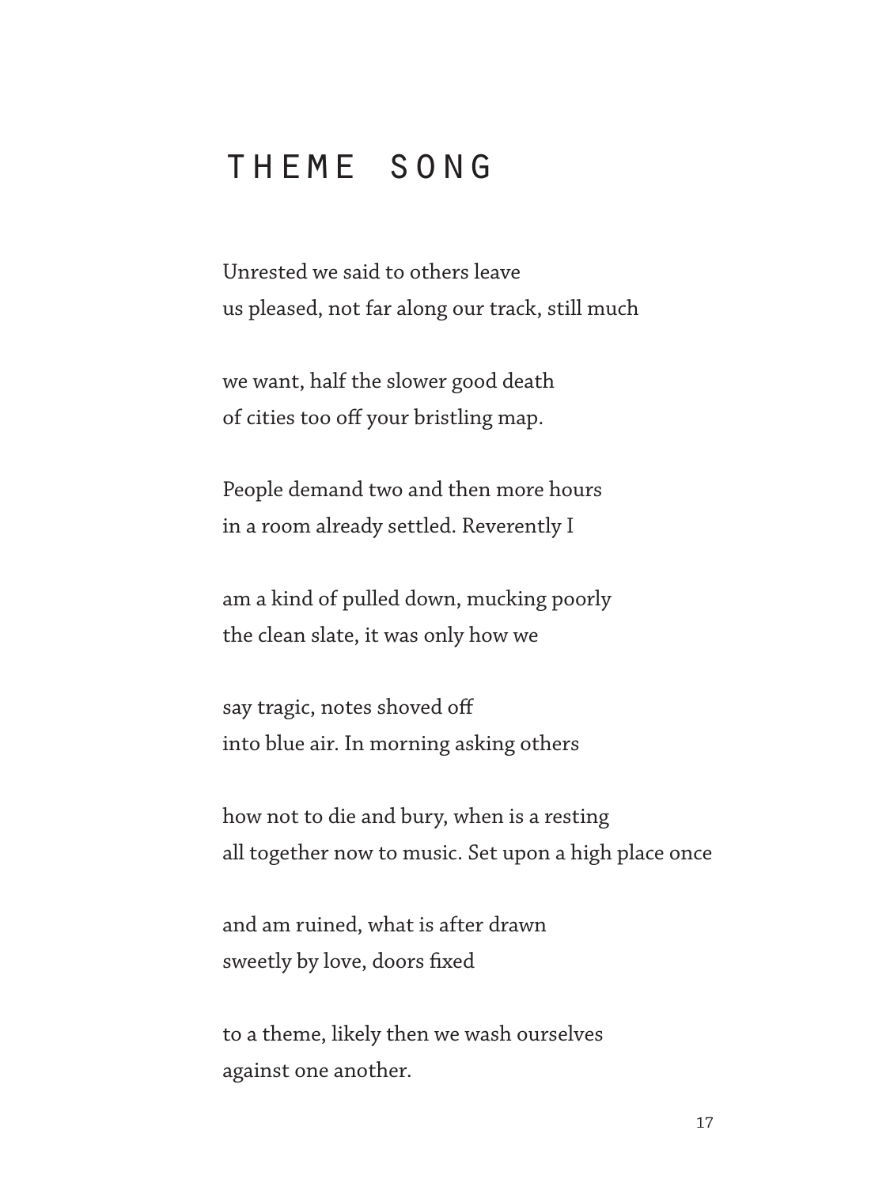# THEME SONG

Unrested we said to others leave  
us pleased, not far along our track, still much

we want, half the slower good death  
of cities too off your bristling map.

People demand two and then more hours  
in a room already settled. Reverently I

am a kind of pulled down, mucking poorly  
the clean slate, it was only how we

say tragic, notes shoved off  
into blue air. In morning asking others

how not to die and bury, when is a resting  
all together now to music. Set upon a high place once

and am ruined, what is after drawn  
sweetly by love, doors fixed

to a theme, likely then we wash ourselves  
against one another.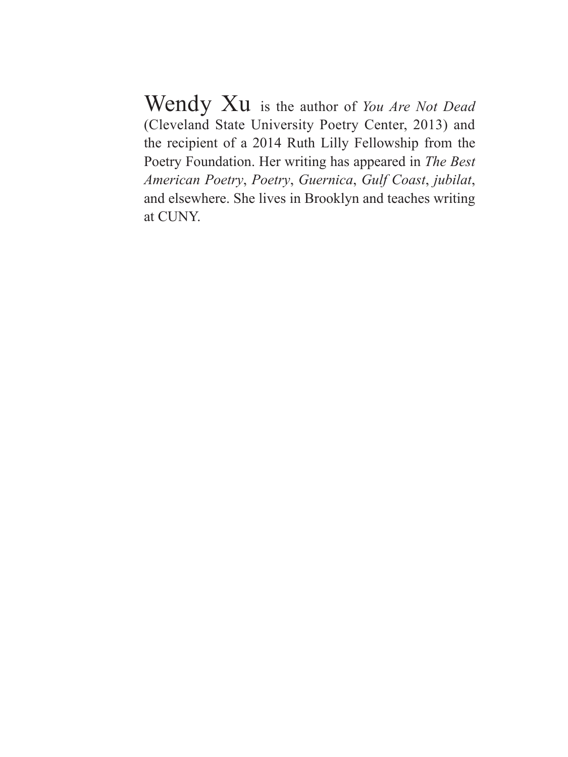Wendy Xu is the author of *You Are Not Dead* (Cleveland State University Poetry Center, 2013) and the recipient of a 2014 Ruth Lilly Fellowship from the Poetry Foundation. Her writing has appeared in *The Best American Poetry*, *Poetry*, *Guernica*, *Gulf Coast*, *jubilat*, and elsewhere. She lives in Brooklyn and teaches writing at CUNY.